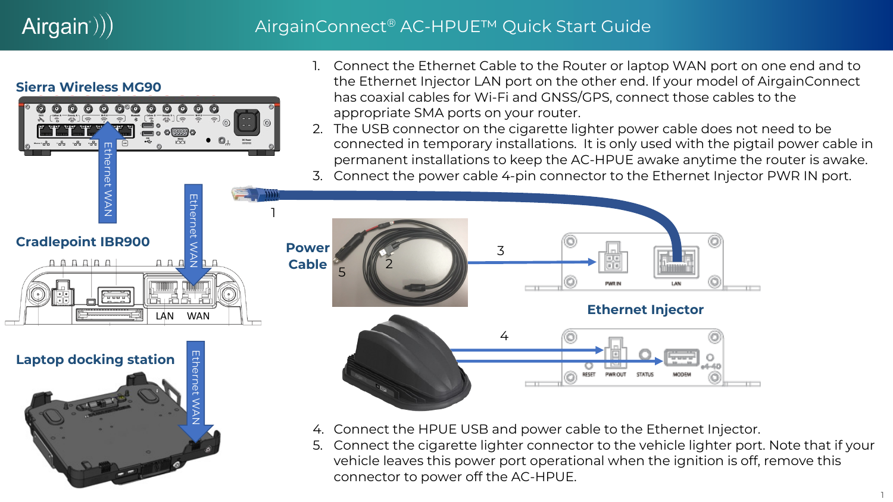# AirgainConnect® AC-HPUE™ Quick Start Guide

**Sierra Wireless MG90**

Ethernet WAN

**Cradlepoint IBR900**

Ethernet WAN

LAN WAN

**Laptop docking station**

Ethernet WAN

1. Connect the Ethernet Cable to the Router or laptop WAN port on one end and to the Ethernet Injector LAN port on the other end. If your model of AirgainConnect has coaxial cables for Wi-Fi and GNSS/GPS, connect those cables to the appropriate SMA ports on your router.
2. The USB connector on the cigarette lighter power cable does not need to be connected in temporary installations. It is only used with the pigtail power cable in permanent installations to keep the AC-HPUE awake anytime the router is awake.
3. Connect the power cable 4-pin connector to the Ethernet Injector PWR IN port.

**Power Cable**

**Ethernet Injector**

PWR IN LAN

RESET PWR OUT STATUS MODEM

4. Connect the HPUE USB and power cable to the Ethernet Injector.
5. Connect the cigarette lighter connector to the vehicle lighter port. Note that if your vehicle leaves this power port operational when the ignition is off, remove this connector to power off the AC-HPUE.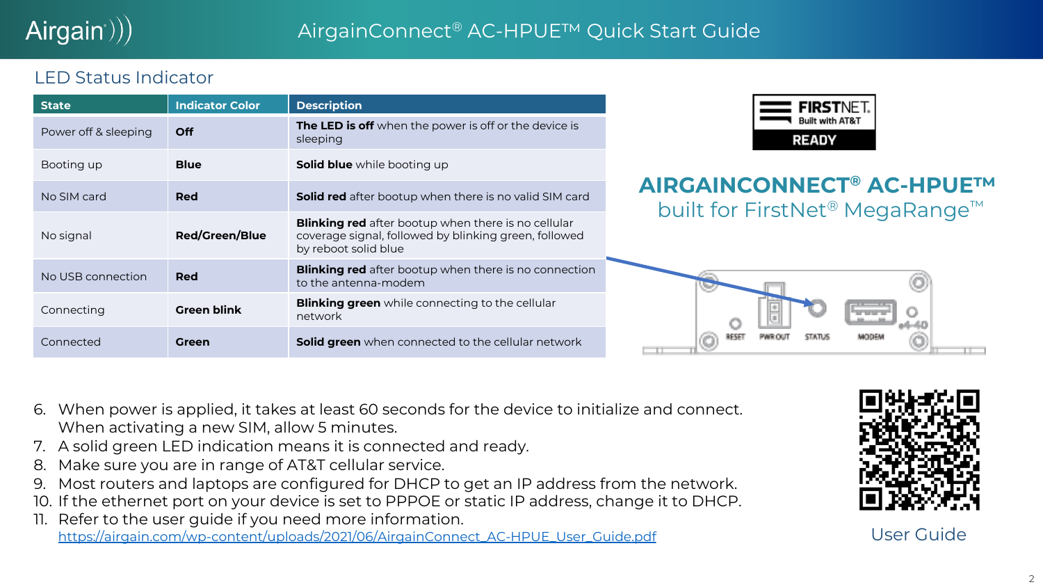## LED Status Indicator

| State | Indicator Color | Description |
|---|---|---|
| Power off & sleeping | **Off** | **The LED is off** when the power is off or the device is sleeping |
| Booting up | **Blue** | **Solid blue** while booting up |
| No SIM card | **Red** | **Solid red** after bootup when there is no valid SIM card |
| No signal | **Red/Green/Blue** | **Blinking red** after bootup when there is no cellular coverage signal, followed by blinking green, followed by reboot solid blue |
| No USB connection | **Red** | **Blinking red** after bootup when there is no connection to the antenna-modem |
| Connecting | **Green blink** | **Blinking green** while connecting to the cellular network |
| Connected | **Green** | **Solid green** when connected to the cellular network |

FIRSTNET. Built with AT&T READY

**AIRGAINCONNECT® AC-HPUE™**
built for FirstNet® MegaRange™

RESET PWR OUT STATUS MODEM #4-40

6. When power is applied, it takes at least 60 seconds for the device to initialize and connect. When activating a new SIM, allow 5 minutes.
7. A solid green LED indication means it is connected and ready.
8. Make sure you are in range of AT&T cellular service.
9. Most routers and laptops are configured for DHCP to get an IP address from the network.
10. If the ethernet port on your device is set to PPPOE or static IP address, change it to DHCP.
11. Refer to the user guide if you need more information.
    https://airgain.com/wp-content/uploads/2021/06/AirgainConnect_AC-HPUE_User_Guide.pdf

User Guide